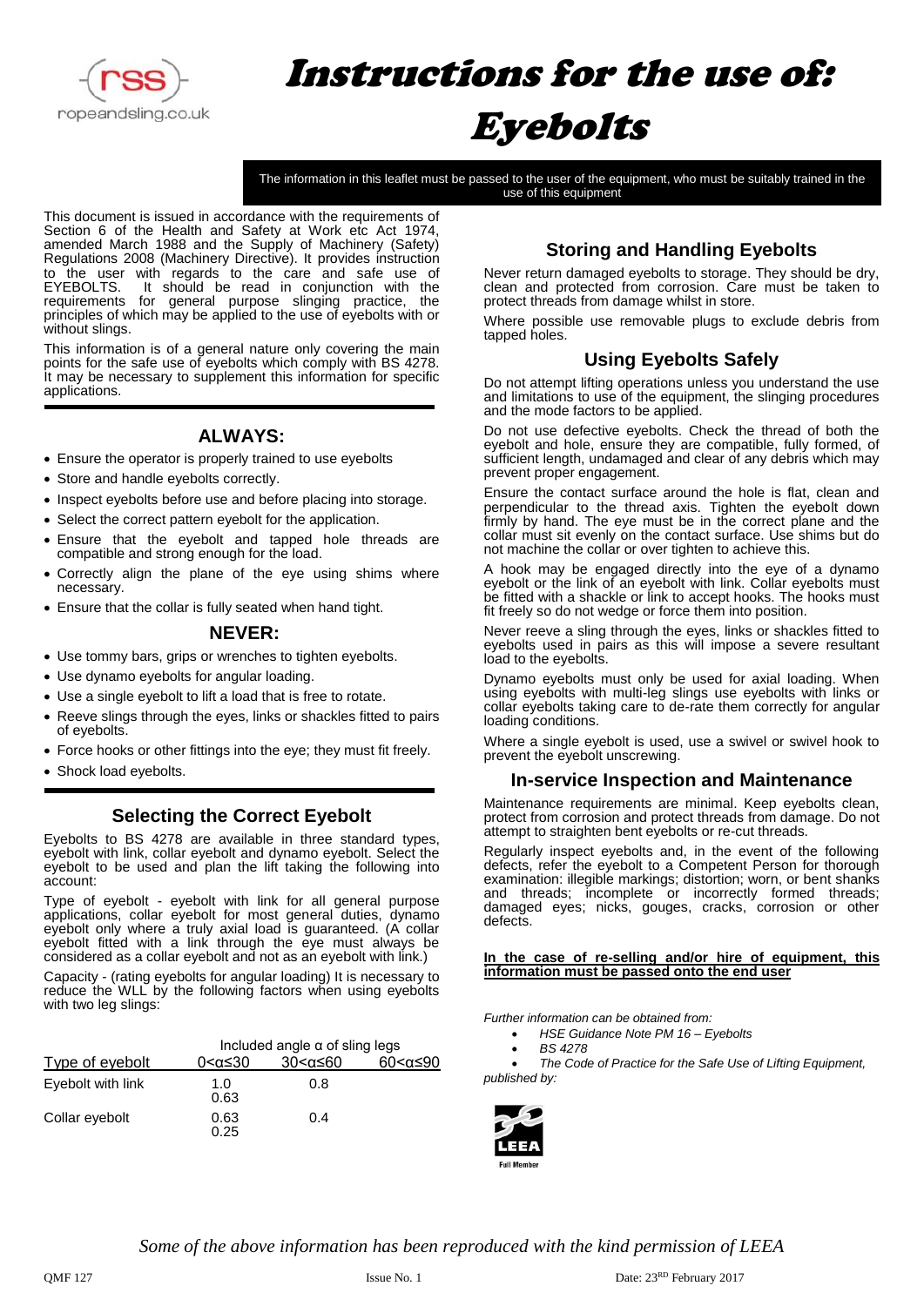# Instructions for the use of: Eyebolts

**The information in this leaflet must be passed to the user of the equipment, who must be suitably trained in the use of this equipment**

This document is issued in accordance with the requirements of Section 6 of the Health and Safety at Work etc Act 1974, amended March 1988 and the Supply of Machinery (Safety) Regulations 2008 (Machinery Directive). It provides instruction to the user with regards to the care and safe use of EYEBOLTS. It should be read in conjunction with the requirements for general purpose slinging practice, the principles of which may be applied to the use of eyebolts with or without slings.

This information is of a general nature only covering the main points for the safe use of eyebolts which comply with BS 4278. It may be necessary to supplement this information for specific applications.

## ALWAYS:

- Ensure the operator is properly trained to use eyebolts
- Store and handle eyebolts correctly.
- Inspect eyebolts before use and before placing into storage.
- Select the correct pattern eyebolt for the application.
- Ensure that the eyebolt and tapped hole threads are compatible and strong enough for the load.
- Correctly align the plane of the eye using shims where necessary.
- Ensure that the collar is fully seated when hand tight.

## NEVER:

- Use tommy bars, grips or wrenches to tighten eyebolts.
- Use dynamo eyebolts for angular loading.
- Use a single eyebolt to lift a load that is free to rotate.
- Reeve slings through the eyes, links or shackles fitted to pairs of eyebolts.
- Force hooks or other fittings into the eye; they must fit freely.
- Shock load eyebolts.

## Selecting the Correct Eyebolt

Eyebolts to BS 4278 are available in three standard types, eyebolt with link, collar eyebolt and dynamo eyebolt. Select the eyebolt to be used and plan the lift taking the following into account:

Type of eyebolt - eyebolt with link for all general purpose applications, collar eyebolt for most general duties, dynamo eyebolt only where a truly axial load is guaranteed. (A collar eyebolt fitted with a link through the eye must always be considered as a collar eyebolt and not as an eyebolt with link.)

Capacity - (rating eyebolts for angular loading) It is necessary to reduce the WLL by the following factors when using eyebolts with two leg slings:

| | Included angle α of sling legs | | |
|---|---|---|---|
| Type of eyebolt | $0<\alpha\leq30$ | $30<\alpha\leq60$ | $60<\alpha\leq90$ |
| Eyebolt with link | 1.0 0.63 | 0.8 | |
| Collar eyebolt | 0.63 0.25 | 0.4 | |

## Storing and Handling Eyebolts

Never return damaged eyebolts to storage. They should be dry, clean and protected from corrosion. Care must be taken to protect threads from damage whilst in store.

Where possible use removable plugs to exclude debris from tapped holes.

## Using Eyebolts Safely

Do not attempt lifting operations unless you understand the use and limitations to use of the equipment, the slinging procedures and the mode factors to be applied.

Do not use defective eyebolts. Check the thread of both the eyebolt and hole, ensure they are compatible, fully formed, of sufficient length, undamaged and clear of any debris which may prevent proper engagement.

Ensure the contact surface around the hole is flat, clean and perpendicular to the thread axis. Tighten the eyebolt down firmly by hand. The eye must be in the correct plane and the collar must sit evenly on the contact surface. Use shims but do not machine the collar or over tighten to achieve this.

A hook may be engaged directly into the eye of a dynamo eyebolt or the link of an eyebolt with link. Collar eyebolts must be fitted with a shackle or link to accept hooks. The hooks must fit freely so do not wedge or force them into position.

Never reeve a sling through the eyes, links or shackles fitted to eyebolts used in pairs as this will impose a severe resultant load to the eyebolts.

Dynamo eyebolts must only be used for axial loading. When using eyebolts with multi-leg slings use eyebolts with links or collar eyebolts taking care to de-rate them correctly for angular loading conditions.

Where a single eyebolt is used, use a swivel or swivel hook to prevent the eyebolt unscrewing.

## In-service Inspection and Maintenance

Maintenance requirements are minimal. Keep eyebolts clean, protect from corrosion and protect threads from damage. Do not attempt to straighten bent eyebolts or re-cut threads.

Regularly inspect eyebolts and, in the event of the following defects, refer the eyebolt to a Competent Person for thorough examination: illegible markings; distortion; worn, or bent shanks and threads; incomplete or incorrectly formed threads; damaged eyes; nicks, gouges, cracks, corrosion or other defects.

**In the case of re-selling and/or hire of equipment, this information must be passed onto the end user**

*Further information can be obtained from:*

- *HSE Guidance Note PM 16 – Eyebolts*
- *BS 4278*
- *The Code of Practice for the Safe Use of Lifting Equipment, published by:*

LEEA Full Member

*Some of the above information has been reproduced with the kind permission of LEEA*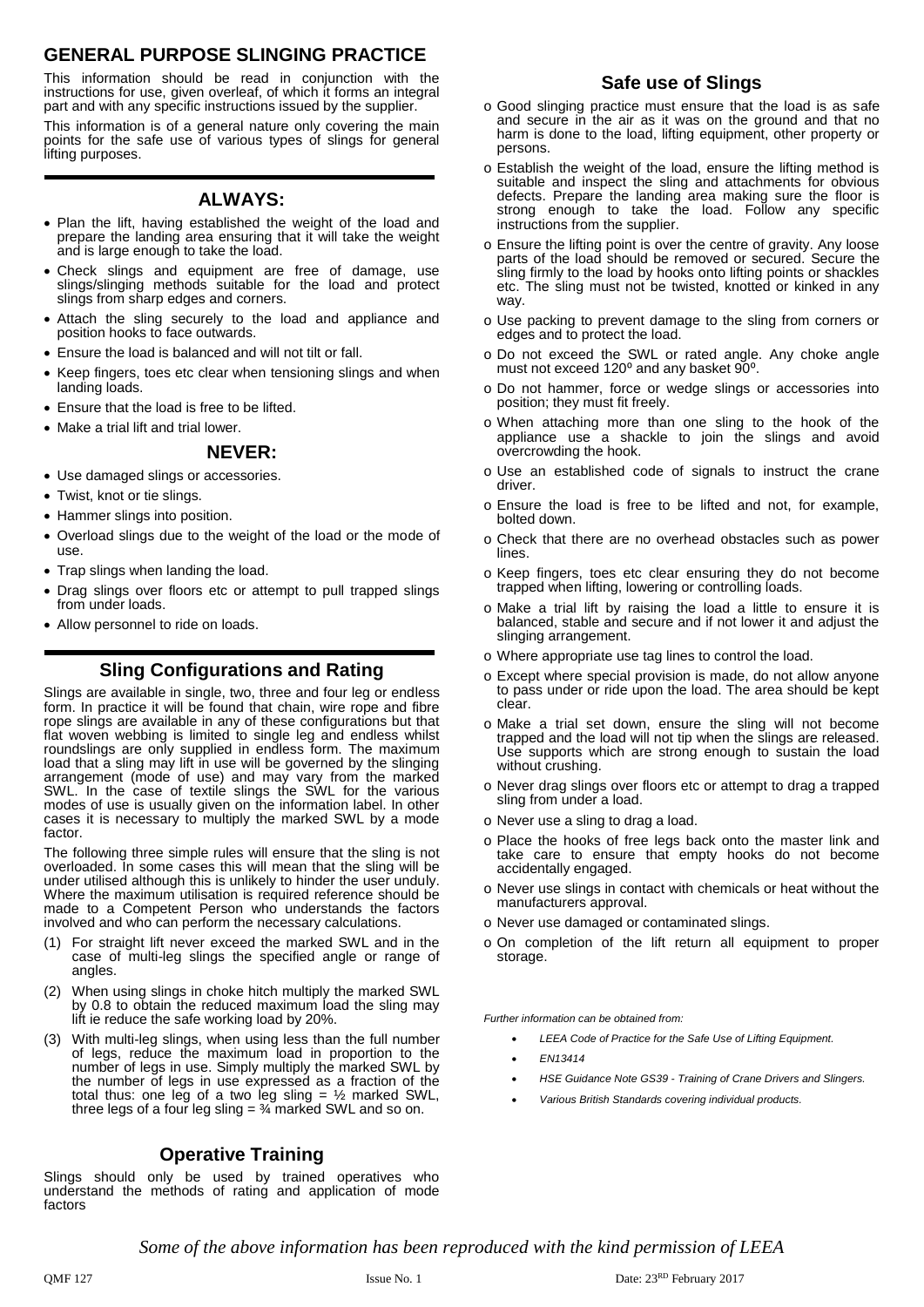# GENERAL PURPOSE SLINGING PRACTICE

This information should be read in conjunction with the instructions for use, given overleaf, of which it forms an integral part and with any specific instructions issued by the supplier.

This information is of a general nature only covering the main points for the safe use of various types of slings for general lifting purposes.

## ALWAYS:

- Plan the lift, having established the weight of the load and prepare the landing area ensuring that it will take the weight and is large enough to take the load.
- Check slings and equipment are free of damage, use slings/slinging methods suitable for the load and protect slings from sharp edges and corners.
- Attach the sling securely to the load and appliance and position hooks to face outwards.
- Ensure the load is balanced and will not tilt or fall.
- Keep fingers, toes etc clear when tensioning slings and when landing loads.
- Ensure that the load is free to be lifted.
- Make a trial lift and trial lower.

## NEVER:

- Use damaged slings or accessories.
- Twist, knot or tie slings.
- Hammer slings into position.
- Overload slings due to the weight of the load or the mode of use.
- Trap slings when landing the load.
- Drag slings over floors etc or attempt to pull trapped slings from under loads.
- Allow personnel to ride on loads.

## Sling Configurations and Rating

Slings are available in single, two, three and four leg or endless form. In practice it will be found that chain, wire rope and fibre rope slings are available in any of these configurations but that flat woven webbing is limited to single leg and endless whilst roundslings are only supplied in endless form. The maximum load that a sling may lift in use will be governed by the slinging arrangement (mode of use) and may vary from the marked SWL. In the case of textile slings the SWL for the various modes of use is usually given on the information label. In other cases it is necessary to multiply the marked SWL by a mode factor.

The following three simple rules will ensure that the sling is not overloaded. In some cases this will mean that the sling will be under utilised although this is unlikely to hinder the user unduly. Where the maximum utilisation is required reference should be made to a Competent Person who understands the factors involved and who can perform the necessary calculations.

(1) For straight lift never exceed the marked SWL and in the case of multi-leg slings the specified angle or range of angles.

(2) When using slings in choke hitch multiply the marked SWL by 0.8 to obtain the reduced maximum load the sling may lift ie reduce the safe working load by 20%.

(3) With multi-leg slings, when using less than the full number of legs, reduce the maximum load in proportion to the number of legs in use. Simply multiply the marked SWL by the number of legs in use expressed as a fraction of the total thus: one leg of a two leg sling = ½ marked SWL, three legs of a four leg sling = ¾ marked SWL and so on.

## Operative Training

Slings should only be used by trained operatives who understand the methods of rating and application of mode factors

## Safe use of Slings

- Good slinging practice must ensure that the load is as safe and secure in the air as it was on the ground and that no harm is done to the load, lifting equipment, other property or persons.
- Establish the weight of the load, ensure the lifting method is suitable and inspect the sling and attachments for obvious defects. Prepare the landing area making sure the floor is strong enough to take the load. Follow any specific instructions from the supplier.
- Ensure the lifting point is over the centre of gravity. Any loose parts of the load should be removed or secured. Secure the sling firmly to the load by hooks onto lifting points or shackles etc. The sling must not be twisted, knotted or kinked in any way.
- Use packing to prevent damage to the sling from corners or edges and to protect the load.
- Do not exceed the SWL or rated angle. Any choke angle must not exceed 120º and any basket 90º.
- Do not hammer, force or wedge slings or accessories into position; they must fit freely.
- When attaching more than one sling to the hook of the appliance use a shackle to join the slings and avoid overcrowding the hook.
- Use an established code of signals to instruct the crane driver.
- Ensure the load is free to be lifted and not, for example, bolted down.
- Check that there are no overhead obstacles such as power lines.
- Keep fingers, toes etc clear ensuring they do not become trapped when lifting, lowering or controlling loads.
- Make a trial lift by raising the load a little to ensure it is balanced, stable and secure and if not lower it and adjust the slinging arrangement.
- Where appropriate use tag lines to control the load.
- Except where special provision is made, do not allow anyone to pass under or ride upon the load. The area should be kept clear.
- Make a trial set down, ensure the sling will not become trapped and the load will not tip when the slings are released. Use supports which are strong enough to sustain the load without crushing.
- Never drag slings over floors etc or attempt to drag a trapped sling from under a load.
- Never use a sling to drag a load.
- Place the hooks of free legs back onto the master link and take care to ensure that empty hooks do not become accidentally engaged.
- Never use slings in contact with chemicals or heat without the manufacturers approval.
- Never use damaged or contaminated slings.
- On completion of the lift return all equipment to proper storage.

*Further information can be obtained from:*

- *LEEA Code of Practice for the Safe Use of Lifting Equipment.*
- *EN13414*
- *HSE Guidance Note GS39 - Training of Crane Drivers and Slingers.*
- *Various British Standards covering individual products.*

*Some of the above information has been reproduced with the kind permission of LEEA*

QMF 127 Issue No. 1 Date: 23RD February 2017